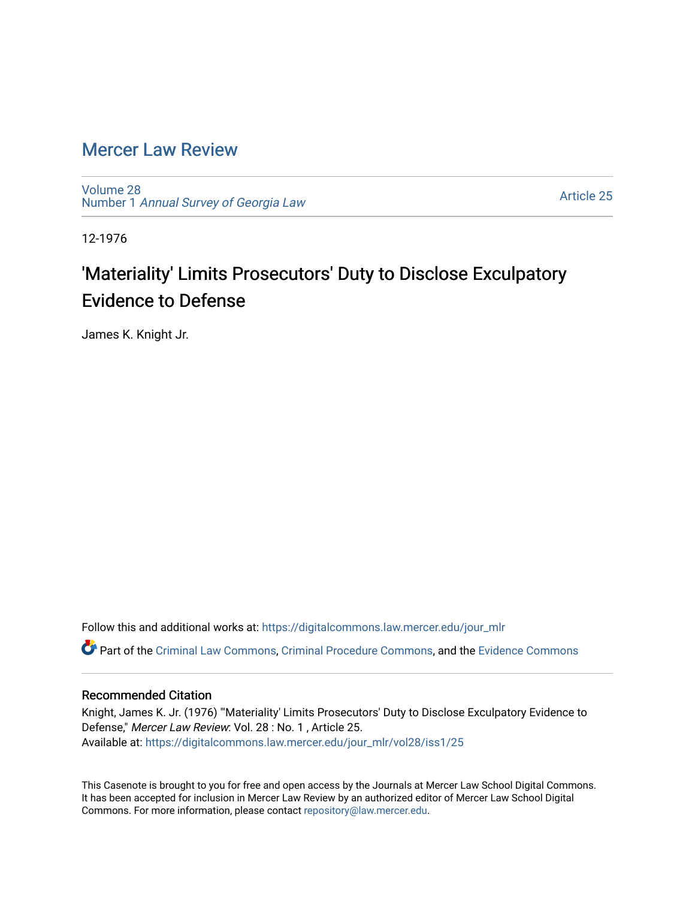# Mercer Law Review

Volume 28
Number 1 *Annual Survey of Georgia Law*

Article 25

12-1976

## 'Materiality' Limits Prosecutors' Duty to Disclose Exculpatory Evidence to Defense

James K. Knight Jr.

Follow this and additional works at: https://digitalcommons.law.mercer.edu/jour_mlr

Part of the Criminal Law Commons, Criminal Procedure Commons, and the Evidence Commons

### Recommended Citation

Knight, James K. Jr. (1976) "'Materiality' Limits Prosecutors' Duty to Disclose Exculpatory Evidence to Defense," *Mercer Law Review*: Vol. 28 : No. 1 , Article 25.
Available at: https://digitalcommons.law.mercer.edu/jour_mlr/vol28/iss1/25

This Casenote is brought to you for free and open access by the Journals at Mercer Law School Digital Commons. It has been accepted for inclusion in Mercer Law Review by an authorized editor of Mercer Law School Digital Commons. For more information, please contact repository@law.mercer.edu.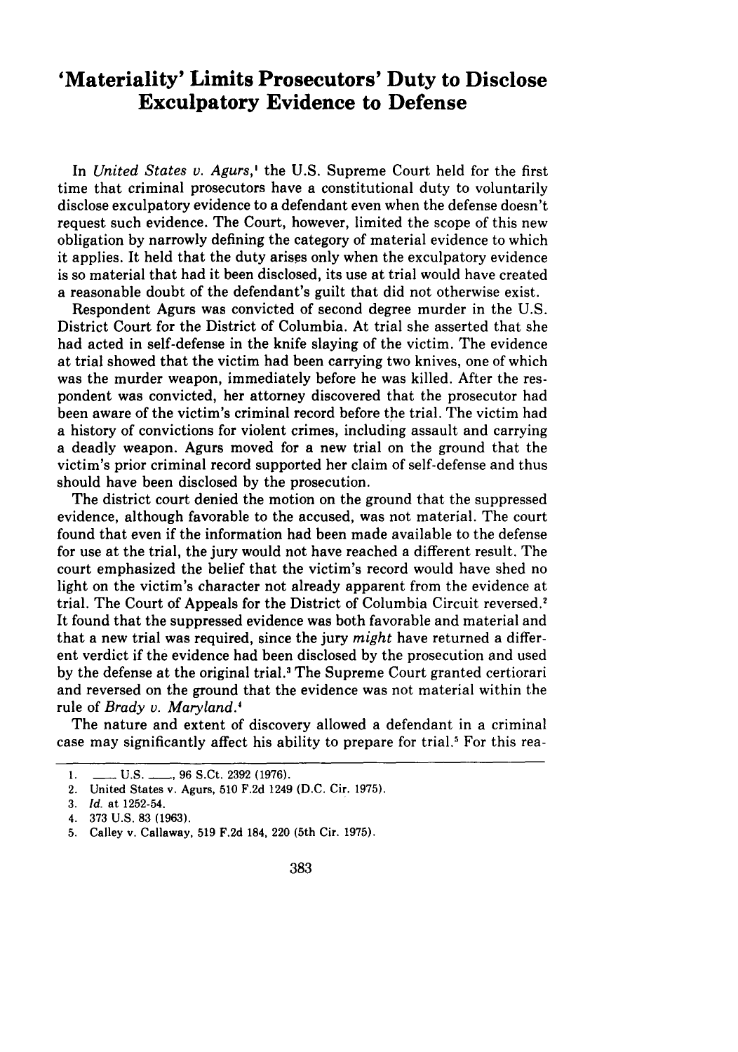# 'Materiality' Limits Prosecutors' Duty to Disclose Exculpatory Evidence to Defense

In *United States v. Agurs*,[1] the U.S. Supreme Court held for the first time that criminal prosecutors have a constitutional duty to voluntarily disclose exculpatory evidence to a defendant even when the defense doesn't request such evidence. The Court, however, limited the scope of this new obligation by narrowly defining the category of material evidence to which it applies. It held that the duty arises only when the exculpatory evidence is so material that had it been disclosed, its use at trial would have created a reasonable doubt of the defendant's guilt that did not otherwise exist.

Respondent Agurs was convicted of second degree murder in the U.S. District Court for the District of Columbia. At trial she asserted that she had acted in self-defense in the knife slaying of the victim. The evidence at trial showed that the victim had been carrying two knives, one of which was the murder weapon, immediately before he was killed. After the respondent was convicted, her attorney discovered that the prosecutor had been aware of the victim's criminal record before the trial. The victim had a history of convictions for violent crimes, including assault and carrying a deadly weapon. Agurs moved for a new trial on the ground that the victim's prior criminal record supported her claim of self-defense and thus should have been disclosed by the prosecution.

The district court denied the motion on the ground that the suppressed evidence, although favorable to the accused, was not material. The court found that even if the information had been made available to the defense for use at the trial, the jury would not have reached a different result. The court emphasized the belief that the victim's record would have shed no light on the victim's character not already apparent from the evidence at trial. The Court of Appeals for the District of Columbia Circuit reversed.[2] It found that the suppressed evidence was both favorable and material and that a new trial was required, since the jury *might* have returned a different verdict if the evidence had been disclosed by the prosecution and used by the defense at the original trial.[3] The Supreme Court granted certiorari and reversed on the ground that the evidence was not material within the rule of *Brady v. Maryland*.[4]

The nature and extent of discovery allowed a defendant in a criminal case may significantly affect his ability to prepare for trial.[5] For this rea-

---

1. ___ U.S. ___, 96 S.Ct. 2392 (1976).
2. United States v. Agurs, 510 F.2d 1249 (D.C. Cir. 1975).
3. *Id.* at 1252-54.
4. 373 U.S. 83 (1963).
5. Calley v. Callaway, 519 F.2d 184, 220 (5th Cir. 1975).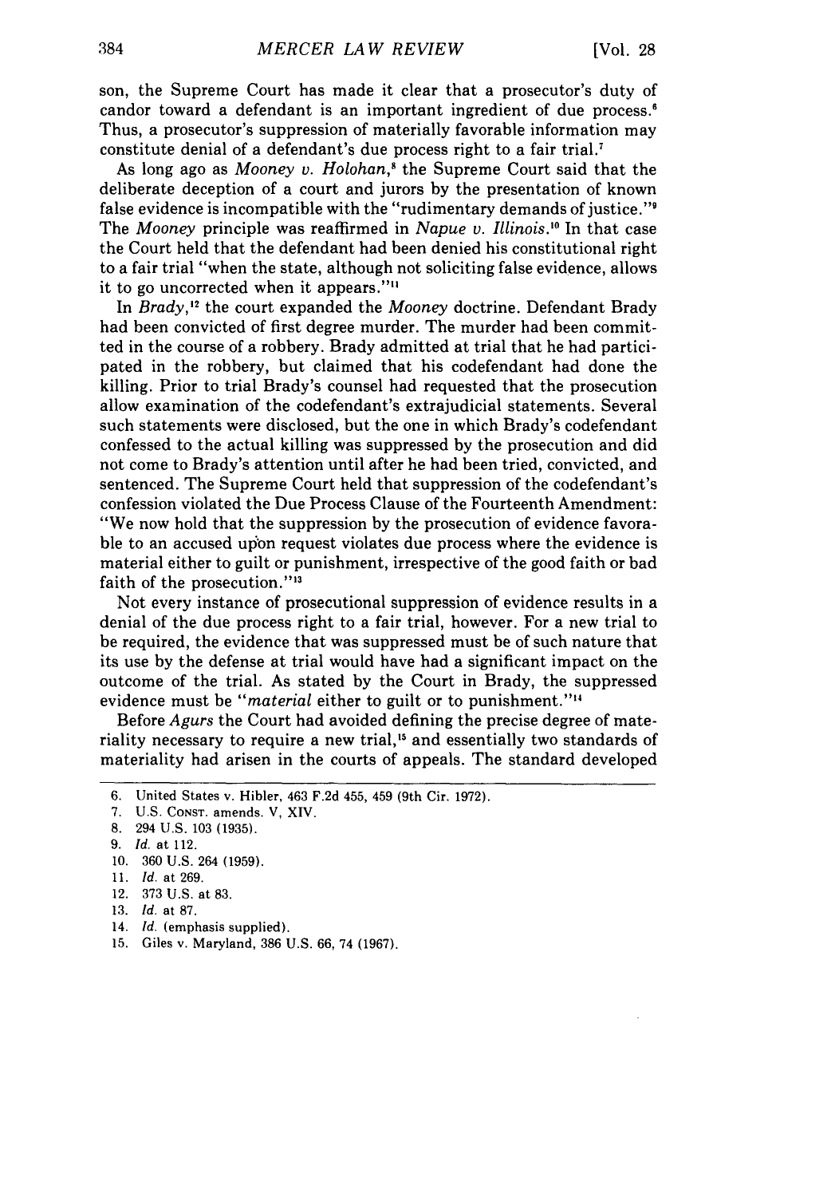son, the Supreme Court has made it clear that a prosecutor's duty of candor toward a defendant is an important ingredient of due process.[6] Thus, a prosecutor's suppression of materially favorable information may constitute denial of a defendant's due process right to a fair trial.[7]

As long ago as *Mooney v. Holohan*,[8] the Supreme Court said that the deliberate deception of a court and jurors by the presentation of known false evidence is incompatible with the "rudimentary demands of justice."[9] The *Mooney* principle was reaffirmed in *Napue v. Illinois*.[10] In that case the Court held that the defendant had been denied his constitutional right to a fair trial "when the state, although not soliciting false evidence, allows it to go uncorrected when it appears."[11]

In *Brady*,[12] the court expanded the *Mooney* doctrine. Defendant Brady had been convicted of first degree murder. The murder had been committed in the course of a robbery. Brady admitted at trial that he had participated in the robbery, but claimed that his codefendant had done the killing. Prior to trial Brady's counsel had requested that the prosecution allow examination of the codefendant's extrajudicial statements. Several such statements were disclosed, but the one in which Brady's codefendant confessed to the actual killing was suppressed by the prosecution and did not come to Brady's attention until after he had been tried, convicted, and sentenced. The Supreme Court held that suppression of the codefendant's confession violated the Due Process Clause of the Fourteenth Amendment: "We now hold that the suppression by the prosecution of evidence favorable to an accused upon request violates due process where the evidence is material either to guilt or punishment, irrespective of the good faith or bad faith of the prosecution."[13]

Not every instance of prosecutional suppression of evidence results in a denial of the due process right to a fair trial, however. For a new trial to be required, the evidence that was suppressed must be of such nature that its use by the defense at trial would have had a significant impact on the outcome of the trial. As stated by the Court in Brady, the suppressed evidence must be "*material* either to guilt or to punishment."[14]

Before *Agurs* the Court had avoided defining the precise degree of materiality necessary to require a new trial,[15] and essentially two standards of materiality had arisen in the courts of appeals. The standard developed

---

6. United States v. Hibler, 463 F.2d 455, 459 (9th Cir. 1972).
7. U.S. CONST. amends. V, XIV.
8. 294 U.S. 103 (1935).
9. *Id.* at 112.
10. 360 U.S. 264 (1959).
11. *Id.* at 269.
12. 373 U.S. at 83.
13. *Id.* at 87.
14. *Id.* (emphasis supplied).
15. Giles v. Maryland, 386 U.S. 66, 74 (1967).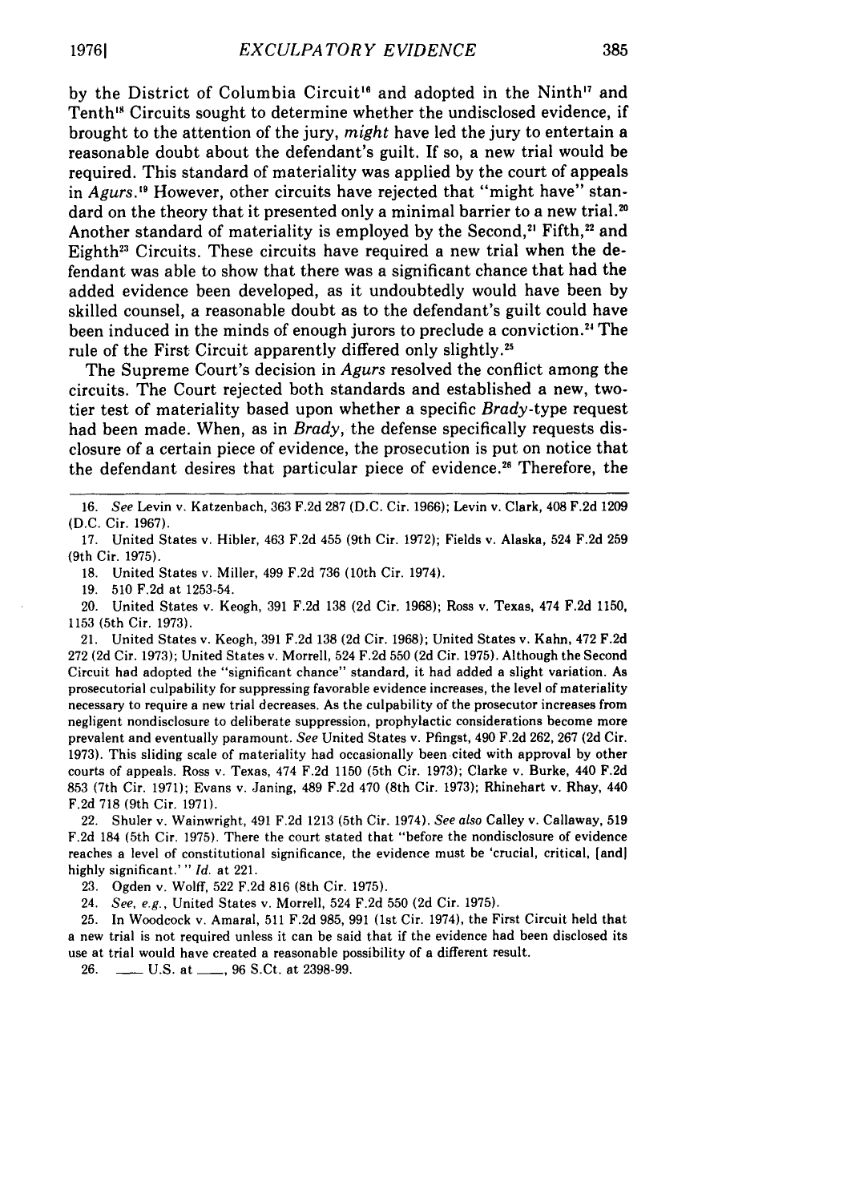by the District of Columbia Circuit[16] and adopted in the Ninth[17] and Tenth[18] Circuits sought to determine whether the undisclosed evidence, if brought to the attention of the jury, *might* have led the jury to entertain a reasonable doubt about the defendant's guilt. If so, a new trial would be required. This standard of materiality was applied by the court of appeals in *Agurs*.[19] However, other circuits have rejected that "might have" standard on the theory that it presented only a minimal barrier to a new trial.[20] Another standard of materiality is employed by the Second,[21] Fifth,[22] and Eighth[23] Circuits. These circuits have required a new trial when the defendant was able to show that there was a significant chance that had the added evidence been developed, as it undoubtedly would have been by skilled counsel, a reasonable doubt as to the defendant's guilt could have been induced in the minds of enough jurors to preclude a conviction.[24] The rule of the First Circuit apparently differed only slightly.[25]

The Supreme Court's decision in *Agurs* resolved the conflict among the circuits. The Court rejected both standards and established a new, two-tier test of materiality based upon whether a specific *Brady*-type request had been made. When, as in *Brady*, the defense specifically requests disclosure of a certain piece of evidence, the prosecution is put on notice that the defendant desires that particular piece of evidence.[26] Therefore, the

---

16. *See* Levin v. Katzenbach, 363 F.2d 287 (D.C. Cir. 1966); Levin v. Clark, 408 F.2d 1209 (D.C. Cir. 1967).

17. United States v. Hibler, 463 F.2d 455 (9th Cir. 1972); Fields v. Alaska, 524 F.2d 259 (9th Cir. 1975).

18. United States v. Miller, 499 F.2d 736 (10th Cir. 1974).

19. 510 F.2d at 1253-54.

20. United States v. Keogh, 391 F.2d 138 (2d Cir. 1968); Ross v. Texas, 474 F.2d 1150, 1153 (5th Cir. 1973).

21. United States v. Keogh, 391 F.2d 138 (2d Cir. 1968); United States v. Kahn, 472 F.2d 272 (2d Cir. 1973); United States v. Morrell, 524 F.2d 550 (2d Cir. 1975). Although the Second Circuit had adopted the "significant chance" standard, it had added a slight variation. As prosecutorial culpability for suppressing favorable evidence increases, the level of materiality necessary to require a new trial decreases. As the culpability of the prosecutor increases from negligent nondisclosure to deliberate suppression, prophylactic considerations become more prevalent and eventually paramount. *See* United States v. Pfingst, 490 F.2d 262, 267 (2d Cir. 1973). This sliding scale of materiality had occasionally been cited with approval by other courts of appeals. Ross v. Texas, 474 F.2d 1150 (5th Cir. 1973); Clarke v. Burke, 440 F.2d 853 (7th Cir. 1971); Evans v. Janing, 489 F.2d 470 (8th Cir. 1973); Rhinehart v. Rhay, 440 F.2d 718 (9th Cir. 1971).

22. Shuler v. Wainwright, 491 F.2d 1213 (5th Cir. 1974). *See also* Calley v. Callaway, 519 F.2d 184 (5th Cir. 1975). There the court stated that "before the nondisclosure of evidence reaches a level of constitutional significance, the evidence must be 'crucial, critical, [and] highly significant.'" *Id.* at 221.

23. Ogden v. Wolff, 522 F.2d 816 (8th Cir. 1975).

24. *See, e.g.*, United States v. Morrell, 524 F.2d 550 (2d Cir. 1975).

25. In Woodcock v. Amaral, 511 F.2d 985, 991 (1st Cir. 1974), the First Circuit held that a new trial is not required unless it can be said that if the evidence had been disclosed its use at trial would have created a reasonable possibility of a different result.

26. ___ U.S. at ___, 96 S.Ct. at 2398-99.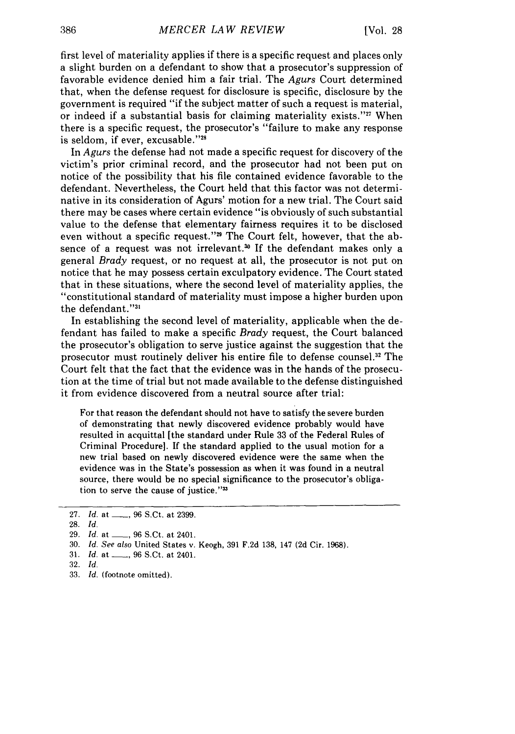first level of materiality applies if there is a specific request and places only a slight burden on a defendant to show that a prosecutor's suppression of favorable evidence denied him a fair trial. The *Agurs* Court determined that, when the defense request for disclosure is specific, disclosure by the government is required "if the subject matter of such a request is material, or indeed if a substantial basis for claiming materiality exists."[27] When there is a specific request, the prosecutor's "failure to make any response is seldom, if ever, excusable."[28]

In *Agurs* the defense had not made a specific request for discovery of the victim's prior criminal record, and the prosecutor had not been put on notice of the possibility that his file contained evidence favorable to the defendant. Nevertheless, the Court held that this factor was not determinative in its consideration of Agurs' motion for a new trial. The Court said there may be cases where certain evidence "is obviously of such substantial value to the defense that elementary fairness requires it to be disclosed even without a specific request."[29] The Court felt, however, that the absence of a request was not irrelevant.[30] If the defendant makes only a general *Brady* request, or no request at all, the prosecutor is not put on notice that he may possess certain exculpatory evidence. The Court stated that in these situations, where the second level of materiality applies, the "constitutional standard of materiality must impose a higher burden upon the defendant."[31]

In establishing the second level of materiality, applicable when the defendant has failed to make a specific *Brady* request, the Court balanced the prosecutor's obligation to serve justice against the suggestion that the prosecutor must routinely deliver his entire file to defense counsel.[32] The Court felt that the fact that the evidence was in the hands of the prosecution at the time of trial but not made available to the defense distinguished it from evidence discovered from a neutral source after trial:

> For that reason the defendant should not have to satisfy the severe burden of demonstrating that newly discovered evidence probably would have resulted in acquittal [the standard under Rule 33 of the Federal Rules of Criminal Procedure]. If the standard applied to the usual motion for a new trial based on newly discovered evidence were the same when the evidence was in the State's possession as when it was found in a neutral source, there would be no special significance to the prosecutor's obligation to serve the cause of justice."[33]

---

27. *Id.* at \_\_\_, 96 S.Ct. at 2399.
28. *Id.*
29. *Id.* at \_\_\_, 96 S.Ct. at 2401.
30. *Id. See also* United States v. Keogh, 391 F.2d 138, 147 (2d Cir. 1968).
31. *Id.* at \_\_\_, 96 S.Ct. at 2401.
32. *Id.*
33. *Id.* (footnote omitted).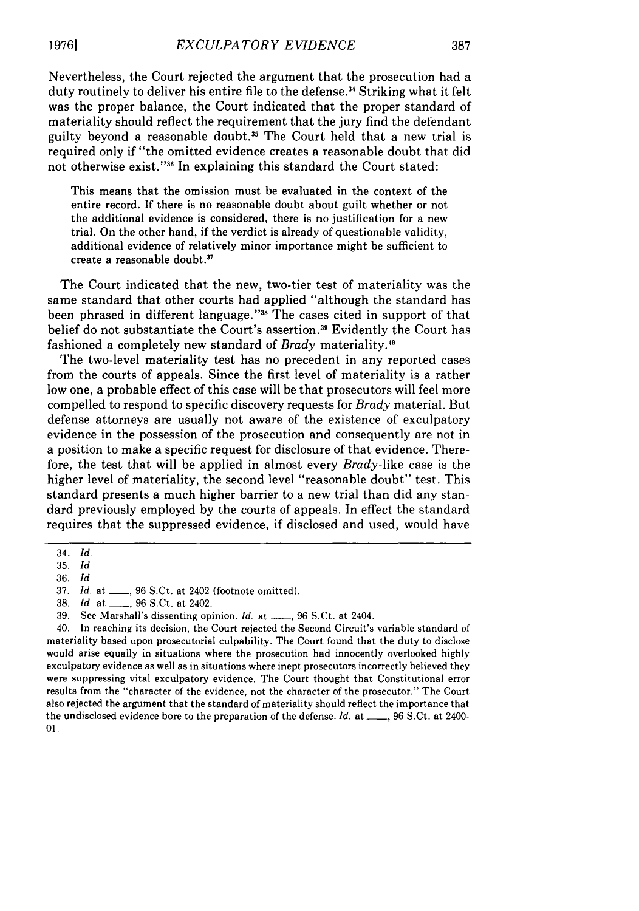Nevertheless, the Court rejected the argument that the prosecution had a duty routinely to deliver his entire file to the defense.[34] Striking what it felt was the proper balance, the Court indicated that the proper standard of materiality should reflect the requirement that the jury find the defendant guilty beyond a reasonable doubt.[35] The Court held that a new trial is required only if "the omitted evidence creates a reasonable doubt that did not otherwise exist."[36] In explaining this standard the Court stated:

> This means that the omission must be evaluated in the context of the entire record. If there is no reasonable doubt about guilt whether or not the additional evidence is considered, there is no justification for a new trial. On the other hand, if the verdict is already of questionable validity, additional evidence of relatively minor importance might be sufficient to create a reasonable doubt.[37]

The Court indicated that the new, two-tier test of materiality was the same standard that other courts had applied "although the standard has been phrased in different language."[38] The cases cited in support of that belief do not substantiate the Court's assertion.[39] Evidently the Court has fashioned a completely new standard of *Brady* materiality.[40]

The two-level materiality test has no precedent in any reported cases from the courts of appeals. Since the first level of materiality is a rather low one, a probable effect of this case will be that prosecutors will feel more compelled to respond to specific discovery requests for *Brady* material. But defense attorneys are usually not aware of the existence of exculpatory evidence in the possession of the prosecution and consequently are not in a position to make a specific request for disclosure of that evidence. Therefore, the test that will be applied in almost every *Brady*-like case is the higher level of materiality, the second level "reasonable doubt" test. This standard presents a much higher barrier to a new trial than did any standard previously employed by the courts of appeals. In effect the standard requires that the suppressed evidence, if disclosed and used, would have

---

34. *Id.*

35. *Id.*

36. *Id.*

37. *Id.* at \_\_\_\_, 96 S.Ct. at 2402 (footnote omitted).

38. *Id.* at \_\_\_\_, 96 S.Ct. at 2402.

39. See Marshall's dissenting opinion. *Id.* at \_\_\_\_, 96 S.Ct. at 2404.

40. In reaching its decision, the Court rejected the Second Circuit's variable standard of materiality based upon prosecutorial culpability. The Court found that the duty to disclose would arise equally in situations where the prosecution had innocently overlooked highly exculpatory evidence as well as in situations where inept prosecutors incorrectly believed they were suppressing vital exculpatory evidence. The Court thought that Constitutional error results from the "character of the evidence, not the character of the prosecutor." The Court also rejected the argument that the standard of materiality should reflect the importance that the undisclosed evidence bore to the preparation of the defense. *Id.* at \_\_\_\_, 96 S.Ct. at 2400-01.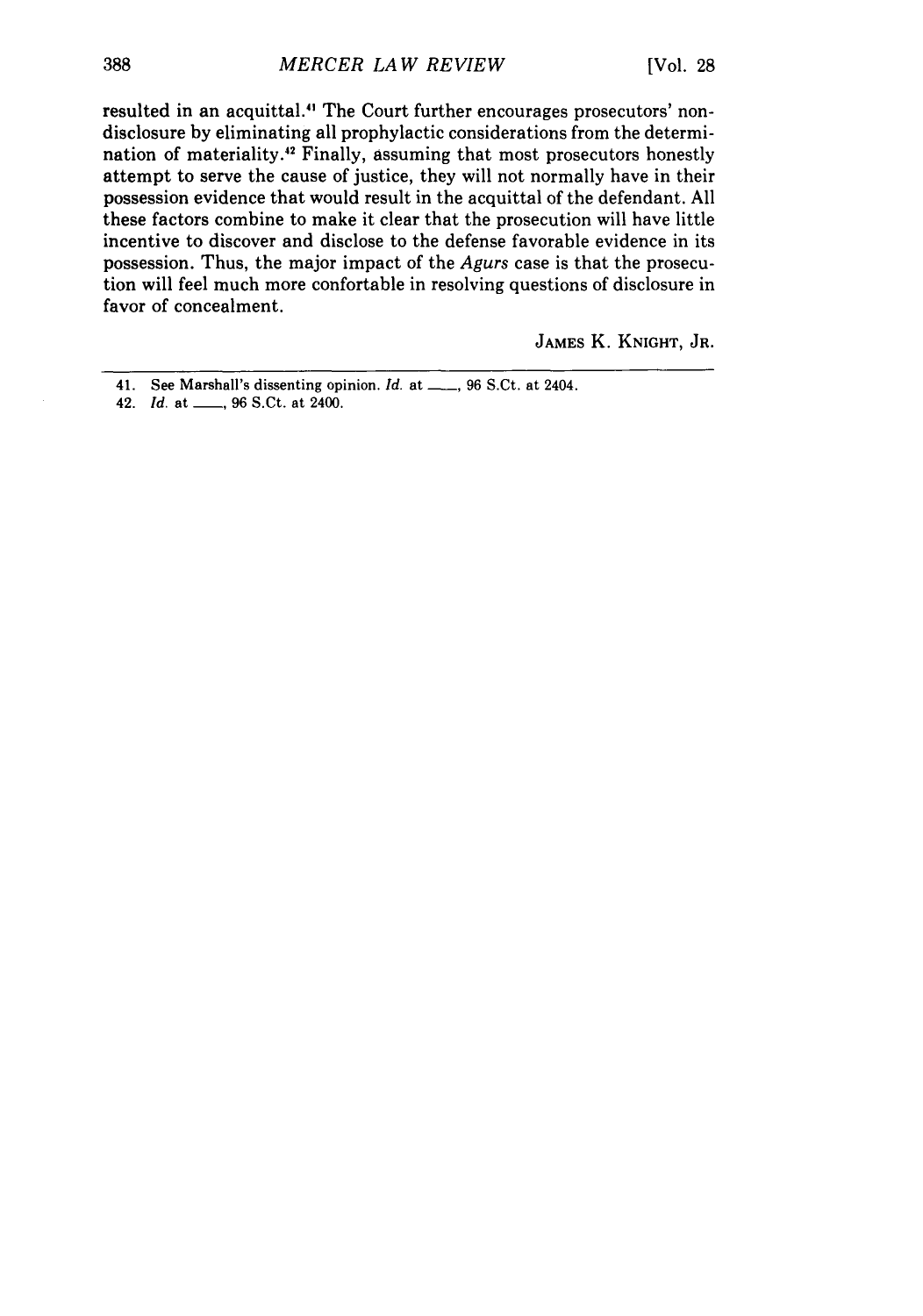resulted in an acquittal.[41] The Court further encourages prosecutors' non-disclosure by eliminating all prophylactic considerations from the determination of materiality.[42] Finally, assuming that most prosecutors honestly attempt to serve the cause of justice, they will not normally have in their possession evidence that would result in the acquittal of the defendant. All these factors combine to make it clear that the prosecution will have little incentive to discover and disclose to the defense favorable evidence in its possession. Thus, the major impact of the *Agurs* case is that the prosecution will feel much more confortable in resolving questions of disclosure in favor of concealment.

JAMES K. KNIGHT, JR.

---

41. See Marshall's dissenting opinion. *Id.* at ___, 96 S.Ct. at 2404.

42. *Id.* at ___, 96 S.Ct. at 2400.